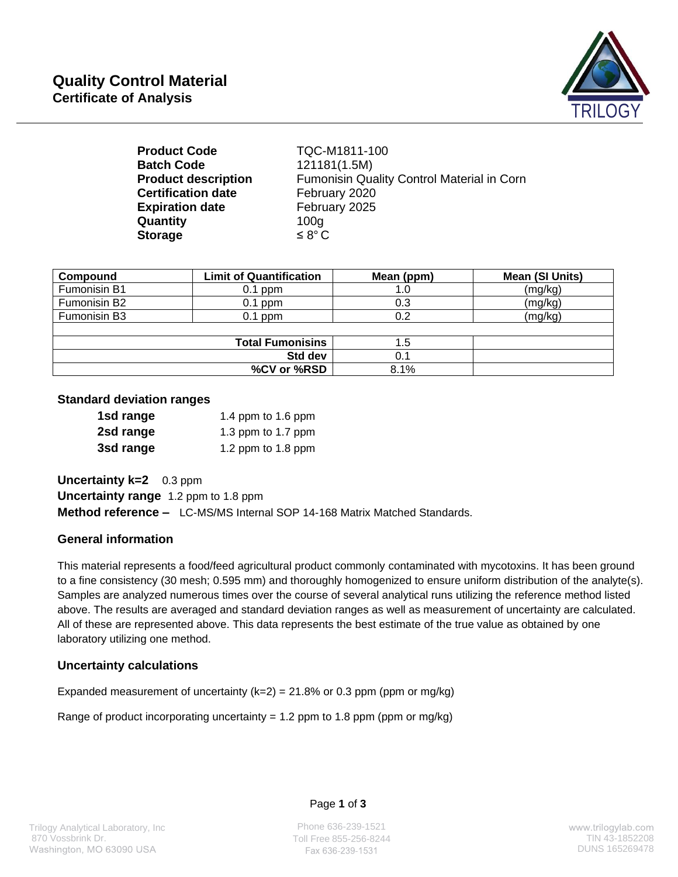# Quality Control Material
## Certificate of Analysis

| | |
|---|---|
| **Product Code** | TQC-M1811-100 |
| **Batch Code** | 121181(1.5M) |
| **Product description** | Fumonisin Quality Control Material in Corn |
| **Certification date** | February 2020 |
| **Expiration date** | February 2025 |
| **Quantity** | 100g |
| **Storage** | ≤ 8° C |

| Compound | Limit of Quantification | Mean (ppm) | Mean (SI Units) |
|---|---|---|---|
| Fumonisin B1 | 0.1 ppm | 1.0 | (mg/kg) |
| Fumonisin B2 | 0.1 ppm | 0.3 | (mg/kg) |
| Fumonisin B3 | 0.1 ppm | 0.2 | (mg/kg) |
| | | | |
| | **Total Fumonisins** | 1.5 | |
| | **Std dev** | 0.1 | |
| | **%CV or %RSD** | 8.1% | |

### Standard deviation ranges

| | |
|---|---|
| **1sd range** | 1.4 ppm to 1.6 ppm |
| **2sd range** | 1.3 ppm to 1.7 ppm |
| **3sd range** | 1.2 ppm to 1.8 ppm |

**Uncertainty k=2** 0.3 ppm
**Uncertainty range** 1.2 ppm to 1.8 ppm
**Method reference –** LC-MS/MS Internal SOP 14-168 Matrix Matched Standards.

### General information

This material represents a food/feed agricultural product commonly contaminated with mycotoxins. It has been ground to a fine consistency (30 mesh; 0.595 mm) and thoroughly homogenized to ensure uniform distribution of the analyte(s). Samples are analyzed numerous times over the course of several analytical runs utilizing the reference method listed above. The results are averaged and standard deviation ranges as well as measurement of uncertainty are calculated. All of these are represented above. This data represents the best estimate of the true value as obtained by one laboratory utilizing one method.

### Uncertainty calculations

Expanded measurement of uncertainty (k=2) = 21.8% or 0.3 ppm (ppm or mg/kg)

Range of product incorporating uncertainty = 1.2 ppm to 1.8 ppm (ppm or mg/kg)

Trilogy Analytical Laboratory, Inc
870 Vossbrink Dr.
Washington, MO 63090 USA

Phone 636-239-1521
Toll Free 855-256-8244
Fax 636-239-1531

www.trilogylab.com
TIN 43-1852208
DUNS 165269478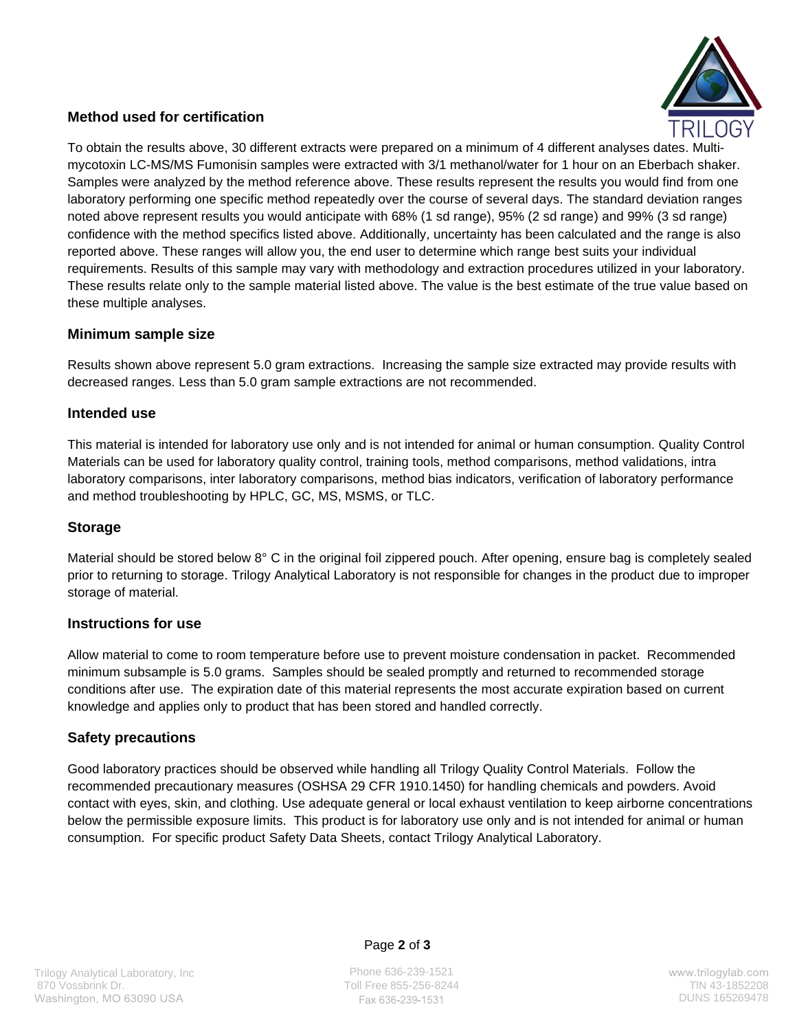## Method used for certification

To obtain the results above, 30 different extracts were prepared on a minimum of 4 different analyses dates. Multi-mycotoxin LC-MS/MS Fumonisin samples were extracted with 3/1 methanol/water for 1 hour on an Eberbach shaker. Samples were analyzed by the method reference above. These results represent the results you would find from one laboratory performing one specific method repeatedly over the course of several days. The standard deviation ranges noted above represent results you would anticipate with 68% (1 sd range), 95% (2 sd range) and 99% (3 sd range) confidence with the method specifics listed above. Additionally, uncertainty has been calculated and the range is also reported above. These ranges will allow you, the end user to determine which range best suits your individual requirements. Results of this sample may vary with methodology and extraction procedures utilized in your laboratory. These results relate only to the sample material listed above. The value is the best estimate of the true value based on these multiple analyses.

## Minimum sample size

Results shown above represent 5.0 gram extractions. Increasing the sample size extracted may provide results with decreased ranges. Less than 5.0 gram sample extractions are not recommended.

## Intended use

This material is intended for laboratory use only and is not intended for animal or human consumption. Quality Control Materials can be used for laboratory quality control, training tools, method comparisons, method validations, intra laboratory comparisons, inter laboratory comparisons, method bias indicators, verification of laboratory performance and method troubleshooting by HPLC, GC, MS, MSMS, or TLC.

## Storage

Material should be stored below 8° C in the original foil zippered pouch. After opening, ensure bag is completely sealed prior to returning to storage. Trilogy Analytical Laboratory is not responsible for changes in the product due to improper storage of material.

## Instructions for use

Allow material to come to room temperature before use to prevent moisture condensation in packet. Recommended minimum subsample is 5.0 grams. Samples should be sealed promptly and returned to recommended storage conditions after use. The expiration date of this material represents the most accurate expiration based on current knowledge and applies only to product that has been stored and handled correctly.

## Safety precautions

Good laboratory practices should be observed while handling all Trilogy Quality Control Materials. Follow the recommended precautionary measures (OSHSA 29 CFR 1910.1450) for handling chemicals and powders. Avoid contact with eyes, skin, and clothing. Use adequate general or local exhaust ventilation to keep airborne concentrations below the permissible exposure limits. This product is for laboratory use only and is not intended for animal or human consumption. For specific product Safety Data Sheets, contact Trilogy Analytical Laboratory.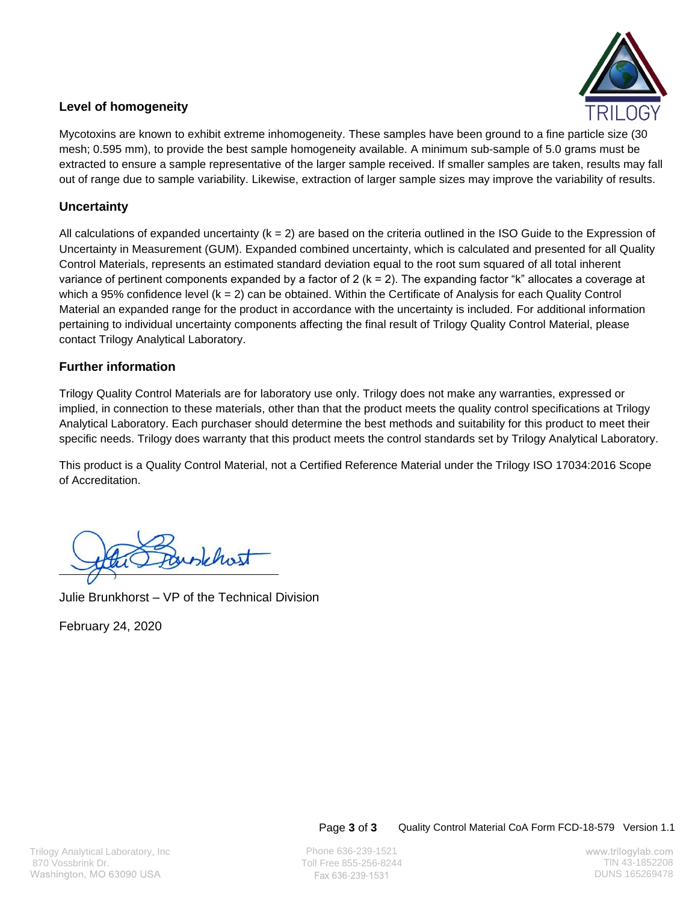### Level of homogeneity

Mycotoxins are known to exhibit extreme inhomogeneity. These samples have been ground to a fine particle size (30 mesh; 0.595 mm), to provide the best sample homogeneity available. A minimum sub-sample of 5.0 grams must be extracted to ensure a sample representative of the larger sample received. If smaller samples are taken, results may fall out of range due to sample variability. Likewise, extraction of larger sample sizes may improve the variability of results.

### Uncertainty

All calculations of expanded uncertainty ($k = 2$) are based on the criteria outlined in the ISO Guide to the Expression of Uncertainty in Measurement (GUM). Expanded combined uncertainty, which is calculated and presented for all Quality Control Materials, represents an estimated standard deviation equal to the root sum squared of all total inherent variance of pertinent components expanded by a factor of 2 ($k = 2$). The expanding factor "k" allocates a coverage at which a 95% confidence level ($k = 2$) can be obtained. Within the Certificate of Analysis for each Quality Control Material an expanded range for the product in accordance with the uncertainty is included. For additional information pertaining to individual uncertainty components affecting the final result of Trilogy Quality Control Material, please contact Trilogy Analytical Laboratory.

### Further information

Trilogy Quality Control Materials are for laboratory use only. Trilogy does not make any warranties, expressed or implied, in connection to these materials, other than that the product meets the quality control specifications at Trilogy Analytical Laboratory. Each purchaser should determine the best methods and suitability for this product to meet their specific needs. Trilogy does warranty that this product meets the control standards set by Trilogy Analytical Laboratory.

This product is a Quality Control Material, not a Certified Reference Material under the Trilogy ISO 17034:2016 Scope of Accreditation.

Julie Brunkhorst – VP of the Technical Division

February 24, 2020

Quality Control Material CoA Form FCD-18-579 Version 1.1

Trilogy Analytical Laboratory, Inc
870 Vossbrink Dr.
Washington, MO 63090 USA

Phone 636-239-1521
Toll Free 855-256-8244
Fax 636-239-1531

www.trilogylab.com
TIN 43-1852208
DUNS 165269478